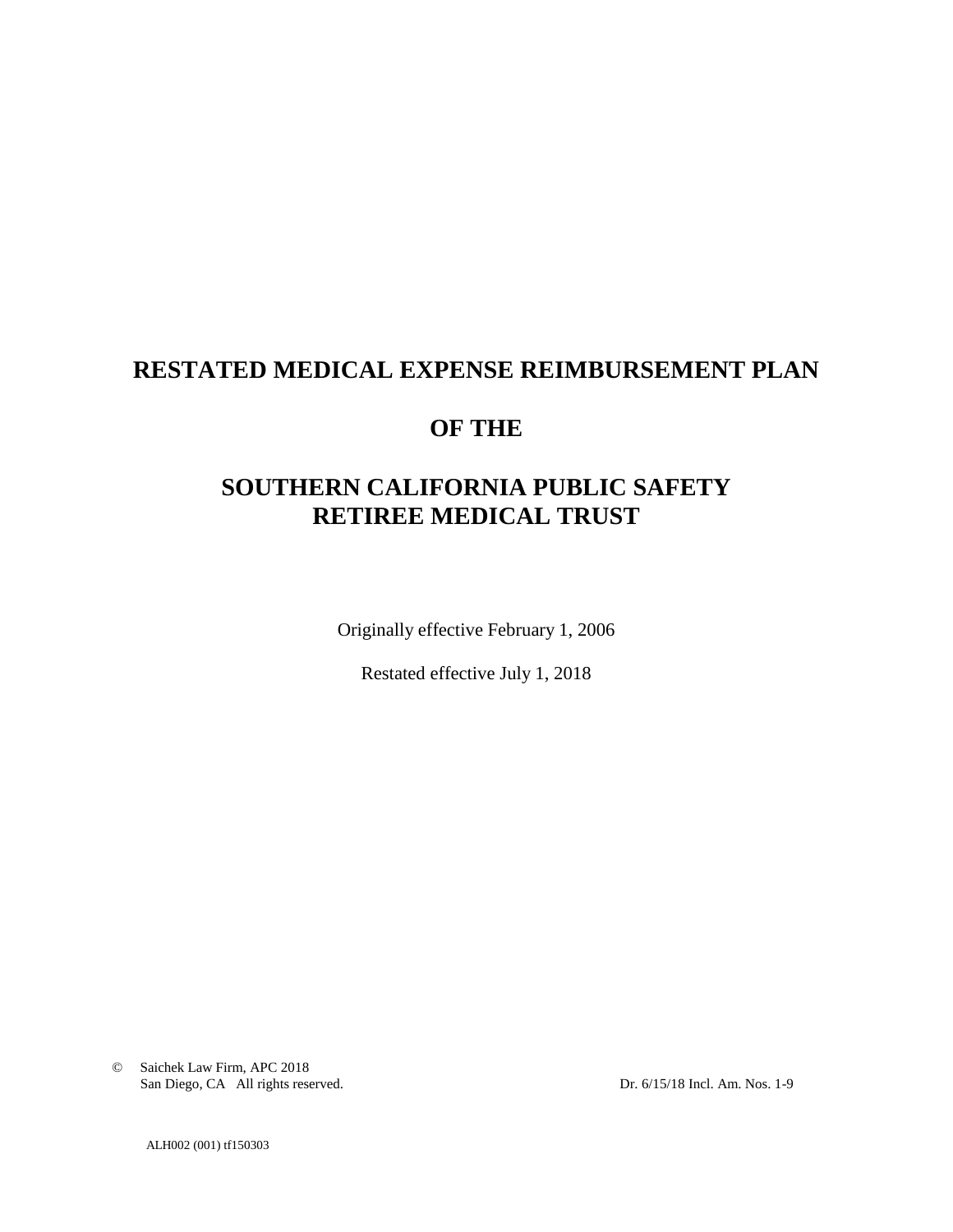# RESTATED MEDICAL EXPENSE REIMBURSEMENT PLAN

# OF THE

# SOUTHERN CALIFORNIA PUBLIC SAFETY RETIREE MEDICAL TRUST

Originally effective February 1, 2006

Restated effective July 1, 2018

© Saichek Law Firm, APC 2018
San Diego, CA All rights reserved.

Dr. 6/15/18 Incl. Am. Nos. 1-9

ALH002 (001) tf150303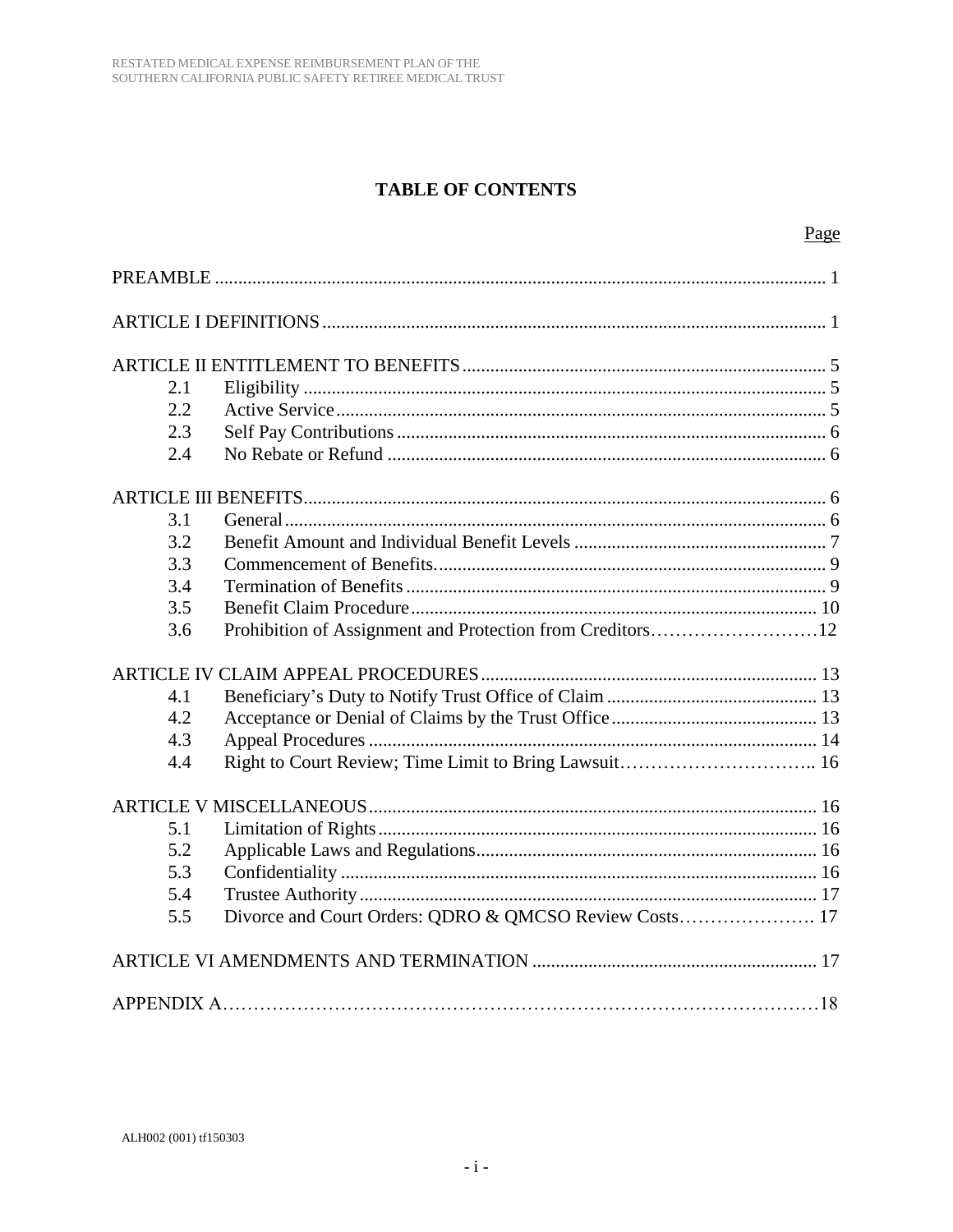# TABLE OF CONTENTS

| | | Page |
|---|---|---|
| PREAMBLE | | 1 |
| ARTICLE I DEFINITIONS | | 1 |
| ARTICLE II ENTITLEMENT TO BENEFITS | | 5 |
| 2.1 | Eligibility | 5 |
| 2.2 | Active Service | 5 |
| 2.3 | Self Pay Contributions | 6 |
| 2.4 | No Rebate or Refund | 6 |
| ARTICLE III BENEFITS | | 6 |
| 3.1 | General | 6 |
| 3.2 | Benefit Amount and Individual Benefit Levels | 7 |
| 3.3 | Commencement of Benefits. | 9 |
| 3.4 | Termination of Benefits | 9 |
| 3.5 | Benefit Claim Procedure | 10 |
| 3.6 | Prohibition of Assignment and Protection from Creditors | 12 |
| ARTICLE IV CLAIM APPEAL PROCEDURES | | 13 |
| 4.1 | Beneficiary's Duty to Notify Trust Office of Claim | 13 |
| 4.2 | Acceptance or Denial of Claims by the Trust Office | 13 |
| 4.3 | Appeal Procedures | 14 |
| 4.4 | Right to Court Review; Time Limit to Bring Lawsuit | 16 |
| ARTICLE V MISCELLANEOUS | | 16 |
| 5.1 | Limitation of Rights | 16 |
| 5.2 | Applicable Laws and Regulations | 16 |
| 5.3 | Confidentiality | 16 |
| 5.4 | Trustee Authority | 17 |
| 5.5 | Divorce and Court Orders: QDRO & QMCSO Review Costs | 17 |
| ARTICLE VI AMENDMENTS AND TERMINATION | | 17 |
| APPENDIX A | | 18 |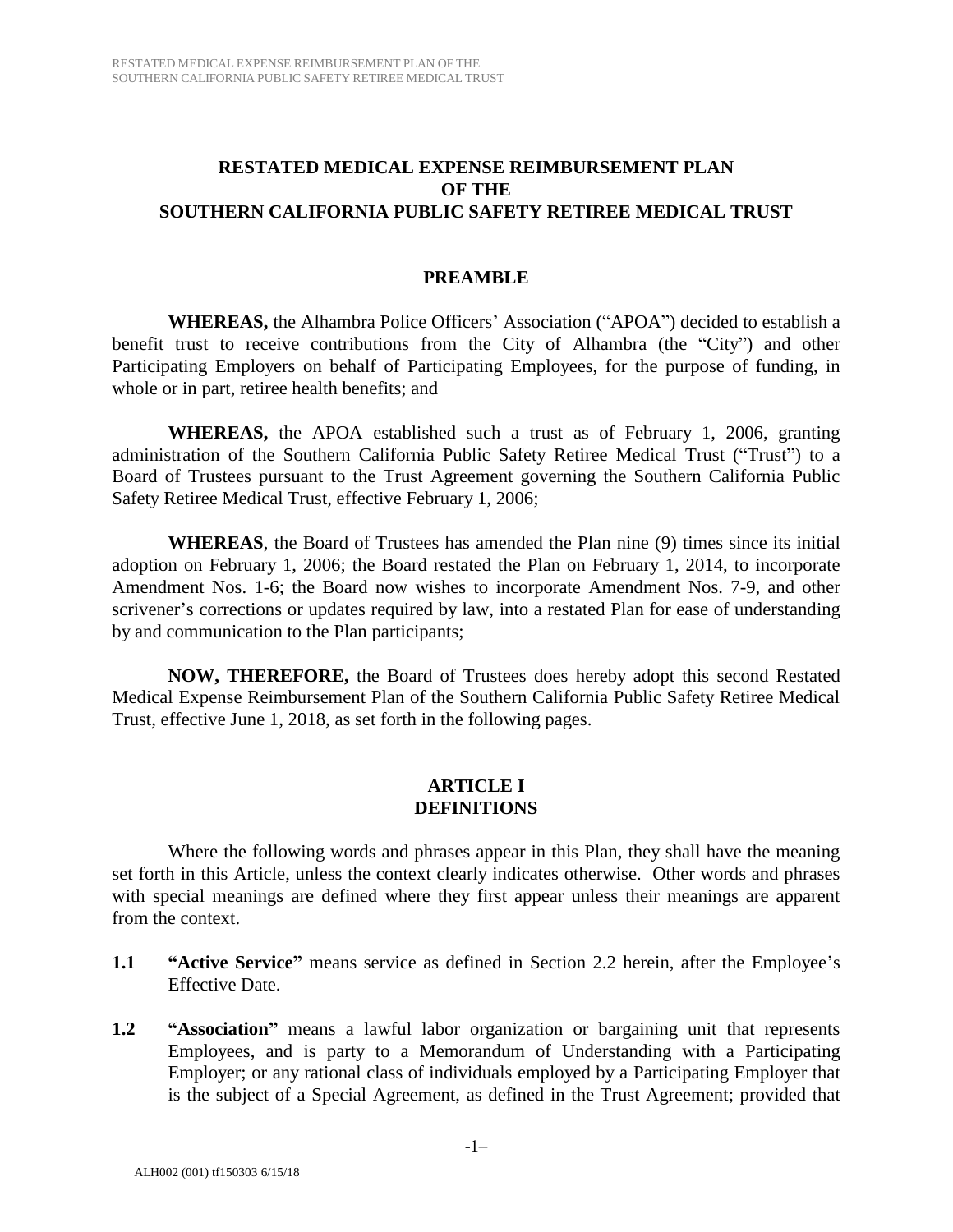# RESTATED MEDICAL EXPENSE REIMBURSEMENT PLAN OF THE SOUTHERN CALIFORNIA PUBLIC SAFETY RETIREE MEDICAL TRUST

## PREAMBLE

**WHEREAS,** the Alhambra Police Officers' Association ("APOA") decided to establish a benefit trust to receive contributions from the City of Alhambra (the "City") and other Participating Employers on behalf of Participating Employees, for the purpose of funding, in whole or in part, retiree health benefits; and

**WHEREAS,** the APOA established such a trust as of February 1, 2006, granting administration of the Southern California Public Safety Retiree Medical Trust ("Trust") to a Board of Trustees pursuant to the Trust Agreement governing the Southern California Public Safety Retiree Medical Trust, effective February 1, 2006;

**WHEREAS**, the Board of Trustees has amended the Plan nine (9) times since its initial adoption on February 1, 2006; the Board restated the Plan on February 1, 2014, to incorporate Amendment Nos. 1-6; the Board now wishes to incorporate Amendment Nos. 7-9, and other scrivener's corrections or updates required by law, into a restated Plan for ease of understanding by and communication to the Plan participants;

**NOW, THEREFORE,** the Board of Trustees does hereby adopt this second Restated Medical Expense Reimbursement Plan of the Southern California Public Safety Retiree Medical Trust, effective June 1, 2018, as set forth in the following pages.

## ARTICLE I
## DEFINITIONS

Where the following words and phrases appear in this Plan, they shall have the meaning set forth in this Article, unless the context clearly indicates otherwise. Other words and phrases with special meanings are defined where they first appear unless their meanings are apparent from the context.

**1.1** **"Active Service"** means service as defined in Section 2.2 herein, after the Employee's Effective Date.

**1.2** **"Association"** means a lawful labor organization or bargaining unit that represents Employees, and is party to a Memorandum of Understanding with a Participating Employer; or any rational class of individuals employed by a Participating Employer that is the subject of a Special Agreement, as defined in the Trust Agreement; provided that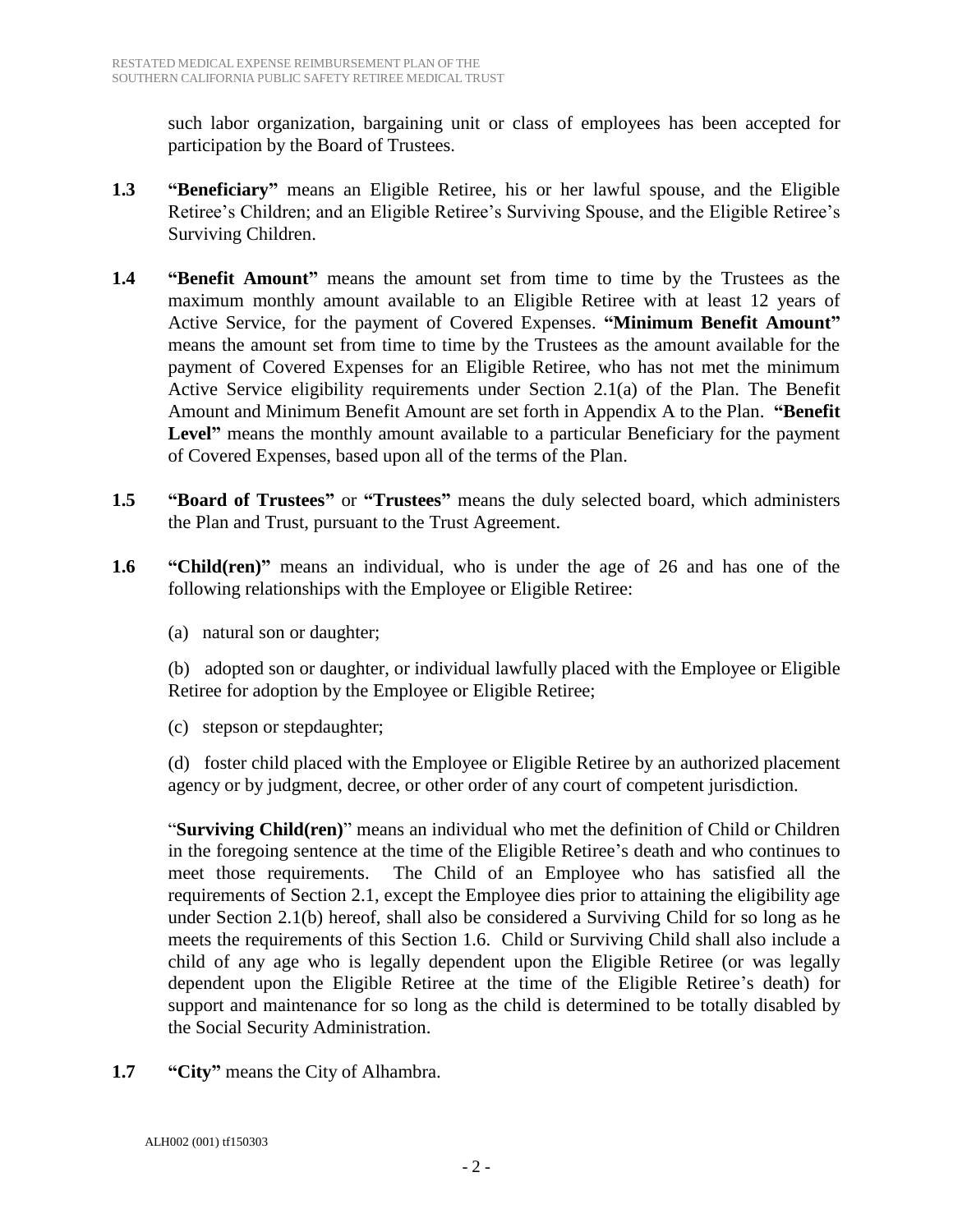such labor organization, bargaining unit or class of employees has been accepted for participation by the Board of Trustees.

**1.3 "Beneficiary"** means an Eligible Retiree, his or her lawful spouse, and the Eligible Retiree's Children; and an Eligible Retiree's Surviving Spouse, and the Eligible Retiree's Surviving Children.

**1.4 "Benefit Amount"** means the amount set from time to time by the Trustees as the maximum monthly amount available to an Eligible Retiree with at least 12 years of Active Service, for the payment of Covered Expenses. **"Minimum Benefit Amount"** means the amount set from time to time by the Trustees as the amount available for the payment of Covered Expenses for an Eligible Retiree, who has not met the minimum Active Service eligibility requirements under Section 2.1(a) of the Plan. The Benefit Amount and Minimum Benefit Amount are set forth in Appendix A to the Plan. **"Benefit Level"** means the monthly amount available to a particular Beneficiary for the payment of Covered Expenses, based upon all of the terms of the Plan.

**1.5 "Board of Trustees"** or **"Trustees"** means the duly selected board, which administers the Plan and Trust, pursuant to the Trust Agreement.

**1.6 "Child(ren)"** means an individual, who is under the age of 26 and has one of the following relationships with the Employee or Eligible Retiree:

(a) natural son or daughter;

(b) adopted son or daughter, or individual lawfully placed with the Employee or Eligible Retiree for adoption by the Employee or Eligible Retiree;

(c) stepson or stepdaughter;

(d) foster child placed with the Employee or Eligible Retiree by an authorized placement agency or by judgment, decree, or other order of any court of competent jurisdiction.

"**Surviving Child(ren)**" means an individual who met the definition of Child or Children in the foregoing sentence at the time of the Eligible Retiree's death and who continues to meet those requirements. The Child of an Employee who has satisfied all the requirements of Section 2.1, except the Employee dies prior to attaining the eligibility age under Section 2.1(b) hereof, shall also be considered a Surviving Child for so long as he meets the requirements of this Section 1.6. Child or Surviving Child shall also include a child of any age who is legally dependent upon the Eligible Retiree (or was legally dependent upon the Eligible Retiree at the time of the Eligible Retiree's death) for support and maintenance for so long as the child is determined to be totally disabled by the Social Security Administration.

**1.7 "City"** means the City of Alhambra.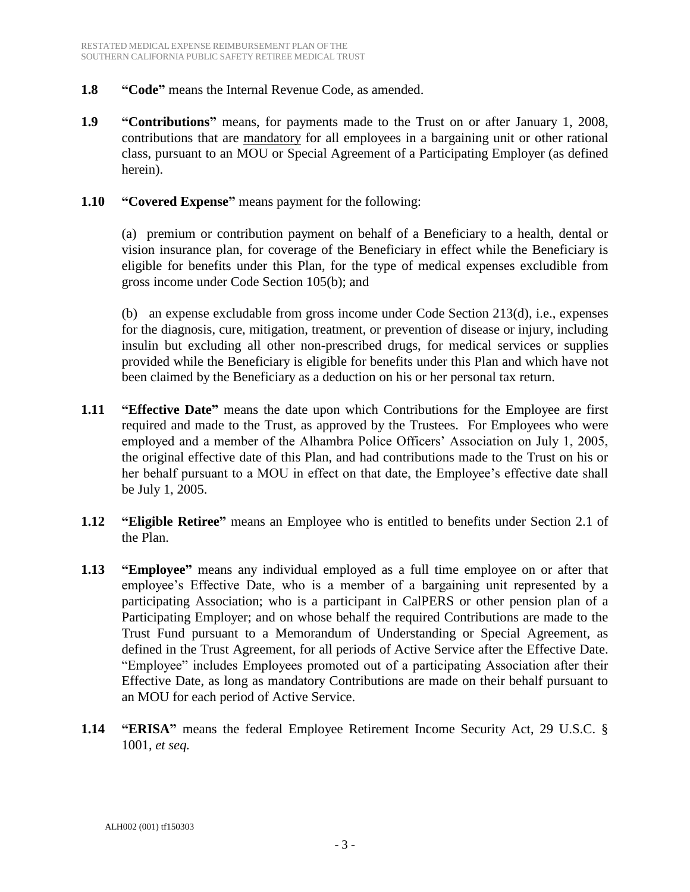**1.8 "Code"** means the Internal Revenue Code, as amended.

**1.9 "Contributions"** means, for payments made to the Trust on or after January 1, 2008, contributions that are <u>mandatory</u> for all employees in a bargaining unit or other rational class, pursuant to an MOU or Special Agreement of a Participating Employer (as defined herein).

**1.10 "Covered Expense"** means payment for the following:

(a) premium or contribution payment on behalf of a Beneficiary to a health, dental or vision insurance plan, for coverage of the Beneficiary in effect while the Beneficiary is eligible for benefits under this Plan, for the type of medical expenses excludible from gross income under Code Section 105(b); and

(b) an expense excludable from gross income under Code Section 213(d), i.e., expenses for the diagnosis, cure, mitigation, treatment, or prevention of disease or injury, including insulin but excluding all other non-prescribed drugs, for medical services or supplies provided while the Beneficiary is eligible for benefits under this Plan and which have not been claimed by the Beneficiary as a deduction on his or her personal tax return.

**1.11 "Effective Date"** means the date upon which Contributions for the Employee are first required and made to the Trust, as approved by the Trustees. For Employees who were employed and a member of the Alhambra Police Officers' Association on July 1, 2005, the original effective date of this Plan, and had contributions made to the Trust on his or her behalf pursuant to a MOU in effect on that date, the Employee's effective date shall be July 1, 2005.

**1.12 "Eligible Retiree"** means an Employee who is entitled to benefits under Section 2.1 of the Plan.

**1.13 "Employee"** means any individual employed as a full time employee on or after that employee's Effective Date, who is a member of a bargaining unit represented by a participating Association; who is a participant in CalPERS or other pension plan of a Participating Employer; and on whose behalf the required Contributions are made to the Trust Fund pursuant to a Memorandum of Understanding or Special Agreement, as defined in the Trust Agreement, for all periods of Active Service after the Effective Date. "Employee" includes Employees promoted out of a participating Association after their Effective Date, as long as mandatory Contributions are made on their behalf pursuant to an MOU for each period of Active Service.

**1.14 "ERISA"** means the federal Employee Retirement Income Security Act, 29 U.S.C. § 1001, *et seq.*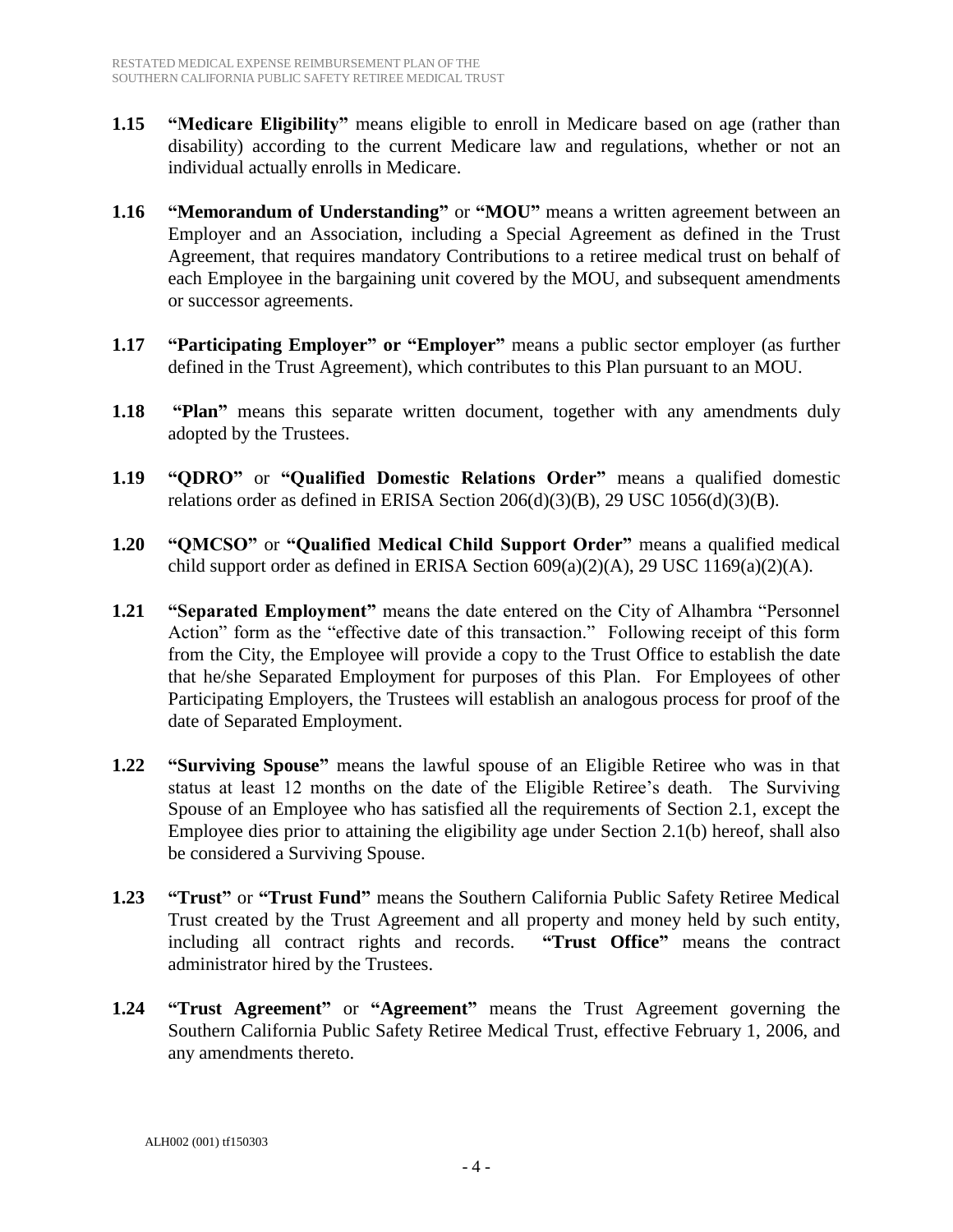**1.15 "Medicare Eligibility"** means eligible to enroll in Medicare based on age (rather than disability) according to the current Medicare law and regulations, whether or not an individual actually enrolls in Medicare.

**1.16 "Memorandum of Understanding"** or **"MOU"** means a written agreement between an Employer and an Association, including a Special Agreement as defined in the Trust Agreement, that requires mandatory Contributions to a retiree medical trust on behalf of each Employee in the bargaining unit covered by the MOU, and subsequent amendments or successor agreements.

**1.17 "Participating Employer" or "Employer"** means a public sector employer (as further defined in the Trust Agreement), which contributes to this Plan pursuant to an MOU.

**1.18 "Plan"** means this separate written document, together with any amendments duly adopted by the Trustees.

**1.19 "QDRO"** or **"Qualified Domestic Relations Order"** means a qualified domestic relations order as defined in ERISA Section 206(d)(3)(B), 29 USC 1056(d)(3)(B).

**1.20 "QMCSO"** or **"Qualified Medical Child Support Order"** means a qualified medical child support order as defined in ERISA Section 609(a)(2)(A), 29 USC 1169(a)(2)(A).

**1.21 "Separated Employment"** means the date entered on the City of Alhambra "Personnel Action" form as the "effective date of this transaction." Following receipt of this form from the City, the Employee will provide a copy to the Trust Office to establish the date that he/she Separated Employment for purposes of this Plan. For Employees of other Participating Employers, the Trustees will establish an analogous process for proof of the date of Separated Employment.

**1.22 "Surviving Spouse"** means the lawful spouse of an Eligible Retiree who was in that status at least 12 months on the date of the Eligible Retiree's death. The Surviving Spouse of an Employee who has satisfied all the requirements of Section 2.1, except the Employee dies prior to attaining the eligibility age under Section 2.1(b) hereof, shall also be considered a Surviving Spouse.

**1.23 "Trust"** or **"Trust Fund"** means the Southern California Public Safety Retiree Medical Trust created by the Trust Agreement and all property and money held by such entity, including all contract rights and records. **"Trust Office"** means the contract administrator hired by the Trustees.

**1.24 "Trust Agreement"** or **"Agreement"** means the Trust Agreement governing the Southern California Public Safety Retiree Medical Trust, effective February 1, 2006, and any amendments thereto.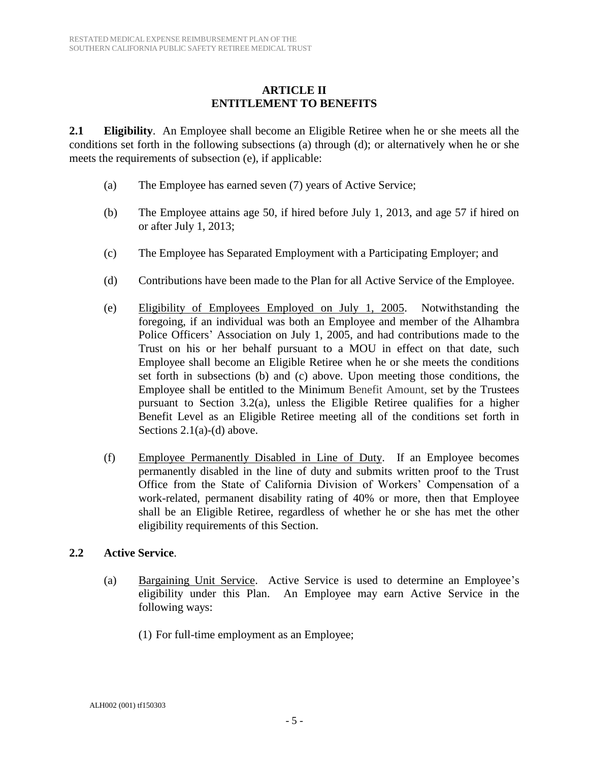## ARTICLE II
## ENTITLEMENT TO BENEFITS

**2.1 Eligibility**. An Employee shall become an Eligible Retiree when he or she meets all the conditions set forth in the following subsections (a) through (d); or alternatively when he or she meets the requirements of subsection (e), if applicable:

(a) The Employee has earned seven (7) years of Active Service;

(b) The Employee attains age 50, if hired before July 1, 2013, and age 57 if hired on or after July 1, 2013;

(c) The Employee has Separated Employment with a Participating Employer; and

(d) Contributions have been made to the Plan for all Active Service of the Employee.

(e) Eligibility of Employees Employed on July 1, 2005. Notwithstanding the foregoing, if an individual was both an Employee and member of the Alhambra Police Officers' Association on July 1, 2005, and had contributions made to the Trust on his or her behalf pursuant to a MOU in effect on that date, such Employee shall become an Eligible Retiree when he or she meets the conditions set forth in subsections (b) and (c) above. Upon meeting those conditions, the Employee shall be entitled to the Minimum Benefit Amount, set by the Trustees pursuant to Section 3.2(a), unless the Eligible Retiree qualifies for a higher Benefit Level as an Eligible Retiree meeting all of the conditions set forth in Sections 2.1(a)-(d) above.

(f) Employee Permanently Disabled in Line of Duty. If an Employee becomes permanently disabled in the line of duty and submits written proof to the Trust Office from the State of California Division of Workers' Compensation of a work-related, permanent disability rating of 40% or more, then that Employee shall be an Eligible Retiree, regardless of whether he or she has met the other eligibility requirements of this Section.

**2.2 Active Service**.

(a) Bargaining Unit Service. Active Service is used to determine an Employee's eligibility under this Plan. An Employee may earn Active Service in the following ways:

(1) For full-time employment as an Employee;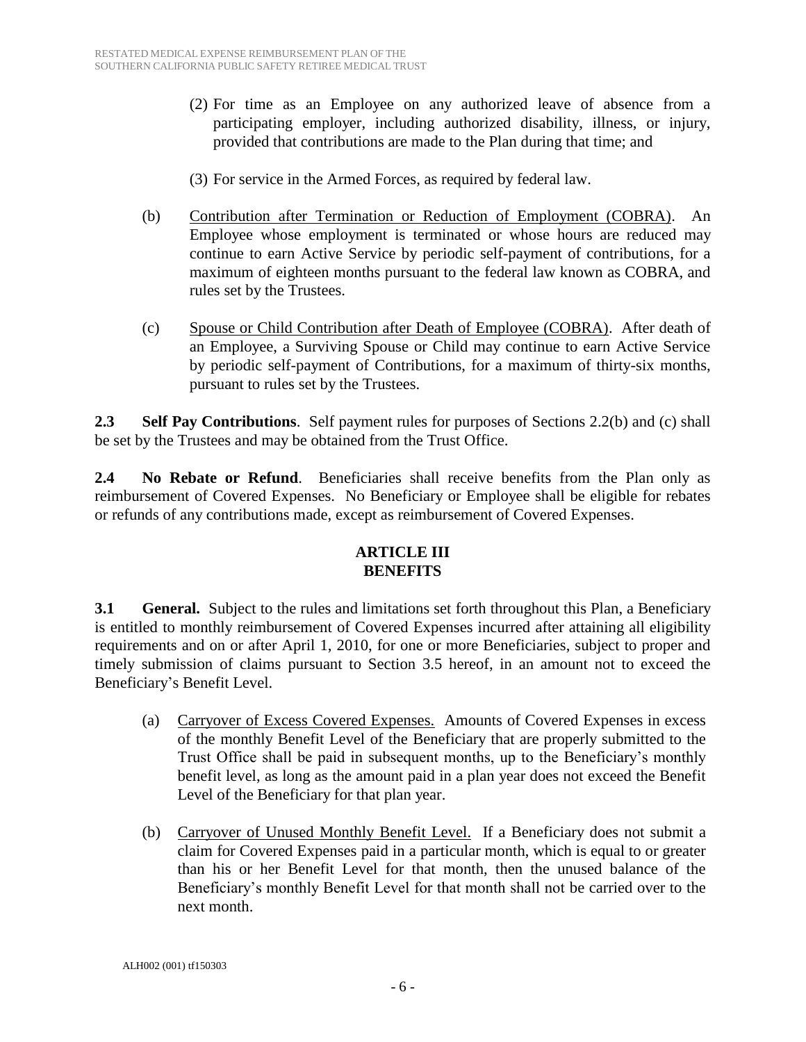(2) For time as an Employee on any authorized leave of absence from a participating employer, including authorized disability, illness, or injury, provided that contributions are made to the Plan during that time; and

(3) For service in the Armed Forces, as required by federal law.

(b) Contribution after Termination or Reduction of Employment (COBRA). An Employee whose employment is terminated or whose hours are reduced may continue to earn Active Service by periodic self-payment of contributions, for a maximum of eighteen months pursuant to the federal law known as COBRA, and rules set by the Trustees.

(c) Spouse or Child Contribution after Death of Employee (COBRA). After death of an Employee, a Surviving Spouse or Child may continue to earn Active Service by periodic self-payment of Contributions, for a maximum of thirty-six months, pursuant to rules set by the Trustees.

**2.3 Self Pay Contributions**. Self payment rules for purposes of Sections 2.2(b) and (c) shall be set by the Trustees and may be obtained from the Trust Office.

**2.4 No Rebate or Refund**. Beneficiaries shall receive benefits from the Plan only as reimbursement of Covered Expenses. No Beneficiary or Employee shall be eligible for rebates or refunds of any contributions made, except as reimbursement of Covered Expenses.

## ARTICLE III
## BENEFITS

**3.1 General.** Subject to the rules and limitations set forth throughout this Plan, a Beneficiary is entitled to monthly reimbursement of Covered Expenses incurred after attaining all eligibility requirements and on or after April 1, 2010, for one or more Beneficiaries, subject to proper and timely submission of claims pursuant to Section 3.5 hereof, in an amount not to exceed the Beneficiary's Benefit Level.

(a) Carryover of Excess Covered Expenses. Amounts of Covered Expenses in excess of the monthly Benefit Level of the Beneficiary that are properly submitted to the Trust Office shall be paid in subsequent months, up to the Beneficiary's monthly benefit level, as long as the amount paid in a plan year does not exceed the Benefit Level of the Beneficiary for that plan year.

(b) Carryover of Unused Monthly Benefit Level. If a Beneficiary does not submit a claim for Covered Expenses paid in a particular month, which is equal to or greater than his or her Benefit Level for that month, then the unused balance of the Beneficiary's monthly Benefit Level for that month shall not be carried over to the next month.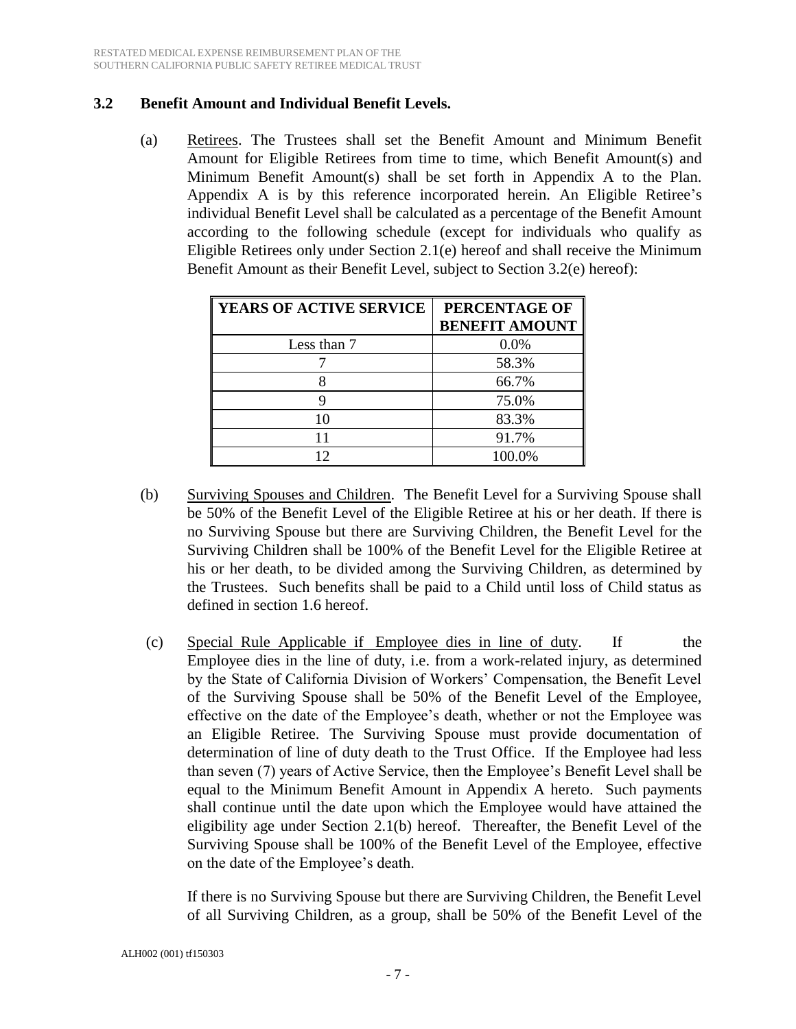### 3.2 Benefit Amount and Individual Benefit Levels.

(a) Retirees. The Trustees shall set the Benefit Amount and Minimum Benefit Amount for Eligible Retirees from time to time, which Benefit Amount(s) and Minimum Benefit Amount(s) shall be set forth in Appendix A to the Plan. Appendix A is by this reference incorporated herein. An Eligible Retiree's individual Benefit Level shall be calculated as a percentage of the Benefit Amount according to the following schedule (except for individuals who qualify as Eligible Retirees only under Section 2.1(e) hereof and shall receive the Minimum Benefit Amount as their Benefit Level, subject to Section 3.2(e) hereof):

| YEARS OF ACTIVE SERVICE | PERCENTAGE OF BENEFIT AMOUNT |
|---|---|
| Less than 7 | 0.0% |
| 7 | 58.3% |
| 8 | 66.7% |
| 9 | 75.0% |
| 10 | 83.3% |
| 11 | 91.7% |
| 12 | 100.0% |

(b) Surviving Spouses and Children. The Benefit Level for a Surviving Spouse shall be 50% of the Benefit Level of the Eligible Retiree at his or her death. If there is no Surviving Spouse but there are Surviving Children, the Benefit Level for the Surviving Children shall be 100% of the Benefit Level for the Eligible Retiree at his or her death, to be divided among the Surviving Children, as determined by the Trustees. Such benefits shall be paid to a Child until loss of Child status as defined in section 1.6 hereof.

(c) Special Rule Applicable if Employee dies in line of duty. If the Employee dies in the line of duty, i.e. from a work-related injury, as determined by the State of California Division of Workers' Compensation, the Benefit Level of the Surviving Spouse shall be 50% of the Benefit Level of the Employee, effective on the date of the Employee's death, whether or not the Employee was an Eligible Retiree. The Surviving Spouse must provide documentation of determination of line of duty death to the Trust Office. If the Employee had less than seven (7) years of Active Service, then the Employee's Benefit Level shall be equal to the Minimum Benefit Amount in Appendix A hereto. Such payments shall continue until the date upon which the Employee would have attained the eligibility age under Section 2.1(b) hereof. Thereafter, the Benefit Level of the Surviving Spouse shall be 100% of the Benefit Level of the Employee, effective on the date of the Employee's death.

If there is no Surviving Spouse but there are Surviving Children, the Benefit Level of all Surviving Children, as a group, shall be 50% of the Benefit Level of the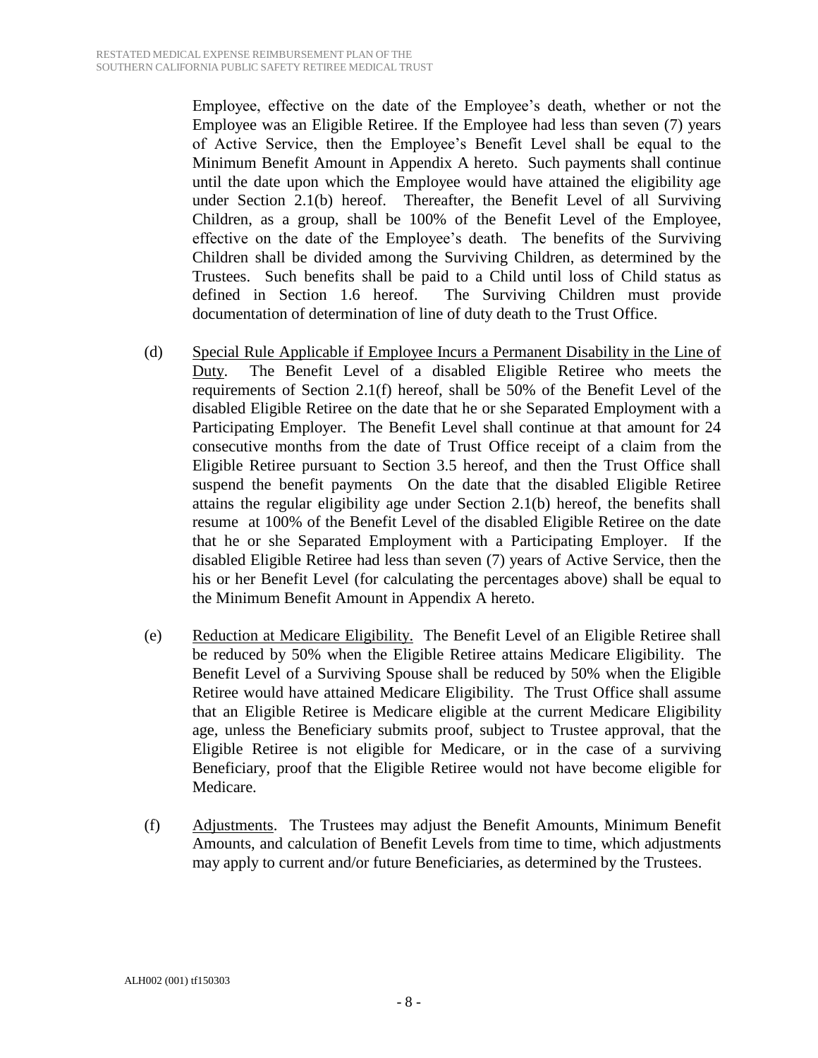Employee, effective on the date of the Employee's death, whether or not the Employee was an Eligible Retiree. If the Employee had less than seven (7) years of Active Service, then the Employee's Benefit Level shall be equal to the Minimum Benefit Amount in Appendix A hereto. Such payments shall continue until the date upon which the Employee would have attained the eligibility age under Section 2.1(b) hereof. Thereafter, the Benefit Level of all Surviving Children, as a group, shall be 100% of the Benefit Level of the Employee, effective on the date of the Employee's death. The benefits of the Surviving Children shall be divided among the Surviving Children, as determined by the Trustees. Such benefits shall be paid to a Child until loss of Child status as defined in Section 1.6 hereof. The Surviving Children must provide documentation of determination of line of duty death to the Trust Office.

(d) Special Rule Applicable if Employee Incurs a Permanent Disability in the Line of Duty. The Benefit Level of a disabled Eligible Retiree who meets the requirements of Section 2.1(f) hereof, shall be 50% of the Benefit Level of the disabled Eligible Retiree on the date that he or she Separated Employment with a Participating Employer. The Benefit Level shall continue at that amount for 24 consecutive months from the date of Trust Office receipt of a claim from the Eligible Retiree pursuant to Section 3.5 hereof, and then the Trust Office shall suspend the benefit payments On the date that the disabled Eligible Retiree attains the regular eligibility age under Section 2.1(b) hereof, the benefits shall resume at 100% of the Benefit Level of the disabled Eligible Retiree on the date that he or she Separated Employment with a Participating Employer. If the disabled Eligible Retiree had less than seven (7) years of Active Service, then the his or her Benefit Level (for calculating the percentages above) shall be equal to the Minimum Benefit Amount in Appendix A hereto.

(e) Reduction at Medicare Eligibility. The Benefit Level of an Eligible Retiree shall be reduced by 50% when the Eligible Retiree attains Medicare Eligibility. The Benefit Level of a Surviving Spouse shall be reduced by 50% when the Eligible Retiree would have attained Medicare Eligibility. The Trust Office shall assume that an Eligible Retiree is Medicare eligible at the current Medicare Eligibility age, unless the Beneficiary submits proof, subject to Trustee approval, that the Eligible Retiree is not eligible for Medicare, or in the case of a surviving Beneficiary, proof that the Eligible Retiree would not have become eligible for Medicare.

(f) Adjustments. The Trustees may adjust the Benefit Amounts, Minimum Benefit Amounts, and calculation of Benefit Levels from time to time, which adjustments may apply to current and/or future Beneficiaries, as determined by the Trustees.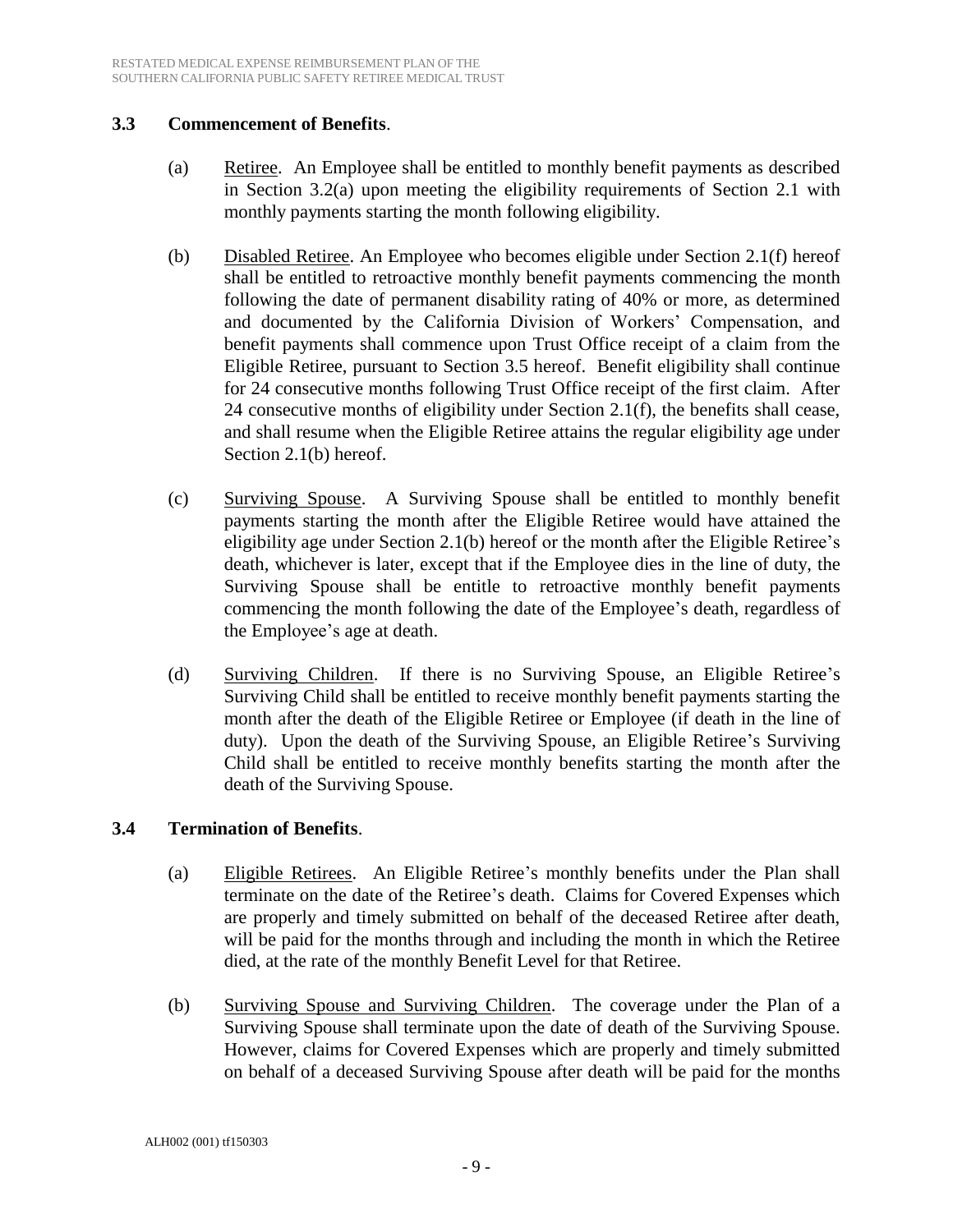### 3.3 Commencement of Benefits.

(a) Retiree. An Employee shall be entitled to monthly benefit payments as described in Section 3.2(a) upon meeting the eligibility requirements of Section 2.1 with monthly payments starting the month following eligibility.

(b) Disabled Retiree. An Employee who becomes eligible under Section 2.1(f) hereof shall be entitled to retroactive monthly benefit payments commencing the month following the date of permanent disability rating of 40% or more, as determined and documented by the California Division of Workers' Compensation, and benefit payments shall commence upon Trust Office receipt of a claim from the Eligible Retiree, pursuant to Section 3.5 hereof. Benefit eligibility shall continue for 24 consecutive months following Trust Office receipt of the first claim. After 24 consecutive months of eligibility under Section 2.1(f), the benefits shall cease, and shall resume when the Eligible Retiree attains the regular eligibility age under Section 2.1(b) hereof.

(c) Surviving Spouse. A Surviving Spouse shall be entitled to monthly benefit payments starting the month after the Eligible Retiree would have attained the eligibility age under Section 2.1(b) hereof or the month after the Eligible Retiree's death, whichever is later, except that if the Employee dies in the line of duty, the Surviving Spouse shall be entitle to retroactive monthly benefit payments commencing the month following the date of the Employee's death, regardless of the Employee's age at death.

(d) Surviving Children. If there is no Surviving Spouse, an Eligible Retiree's Surviving Child shall be entitled to receive monthly benefit payments starting the month after the death of the Eligible Retiree or Employee (if death in the line of duty). Upon the death of the Surviving Spouse, an Eligible Retiree's Surviving Child shall be entitled to receive monthly benefits starting the month after the death of the Surviving Spouse.

### 3.4 Termination of Benefits.

(a) Eligible Retirees. An Eligible Retiree's monthly benefits under the Plan shall terminate on the date of the Retiree's death. Claims for Covered Expenses which are properly and timely submitted on behalf of the deceased Retiree after death, will be paid for the months through and including the month in which the Retiree died, at the rate of the monthly Benefit Level for that Retiree.

(b) Surviving Spouse and Surviving Children. The coverage under the Plan of a Surviving Spouse shall terminate upon the date of death of the Surviving Spouse. However, claims for Covered Expenses which are properly and timely submitted on behalf of a deceased Surviving Spouse after death will be paid for the months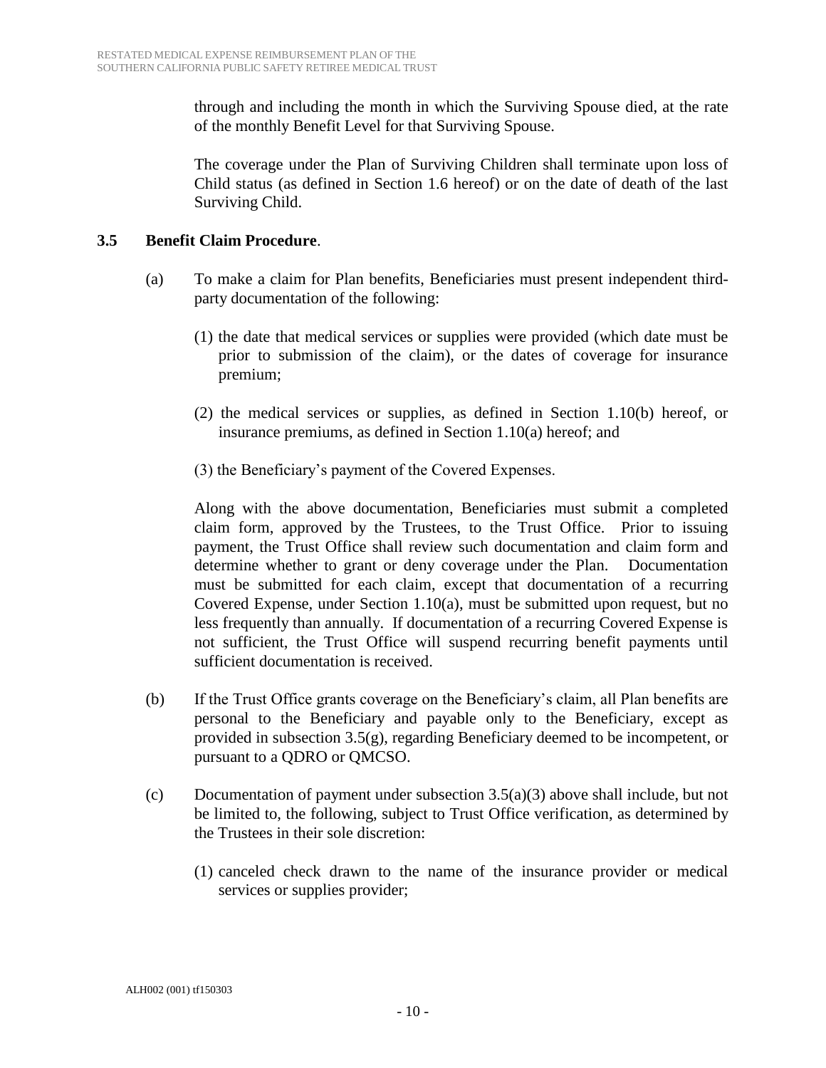through and including the month in which the Surviving Spouse died, at the rate of the monthly Benefit Level for that Surviving Spouse.

The coverage under the Plan of Surviving Children shall terminate upon loss of Child status (as defined in Section 1.6 hereof) or on the date of death of the last Surviving Child.

**3.5 Benefit Claim Procedure**.

(a) To make a claim for Plan benefits, Beneficiaries must present independent third-party documentation of the following:

(1) the date that medical services or supplies were provided (which date must be prior to submission of the claim), or the dates of coverage for insurance premium;

(2) the medical services or supplies, as defined in Section 1.10(b) hereof, or insurance premiums, as defined in Section 1.10(a) hereof; and

(3) the Beneficiary's payment of the Covered Expenses.

Along with the above documentation, Beneficiaries must submit a completed claim form, approved by the Trustees, to the Trust Office. Prior to issuing payment, the Trust Office shall review such documentation and claim form and determine whether to grant or deny coverage under the Plan. Documentation must be submitted for each claim, except that documentation of a recurring Covered Expense, under Section 1.10(a), must be submitted upon request, but no less frequently than annually. If documentation of a recurring Covered Expense is not sufficient, the Trust Office will suspend recurring benefit payments until sufficient documentation is received.

(b) If the Trust Office grants coverage on the Beneficiary's claim, all Plan benefits are personal to the Beneficiary and payable only to the Beneficiary, except as provided in subsection 3.5(g), regarding Beneficiary deemed to be incompetent, or pursuant to a QDRO or QMCSO.

(c) Documentation of payment under subsection 3.5(a)(3) above shall include, but not be limited to, the following, subject to Trust Office verification, as determined by the Trustees in their sole discretion:

(1) canceled check drawn to the name of the insurance provider or medical services or supplies provider;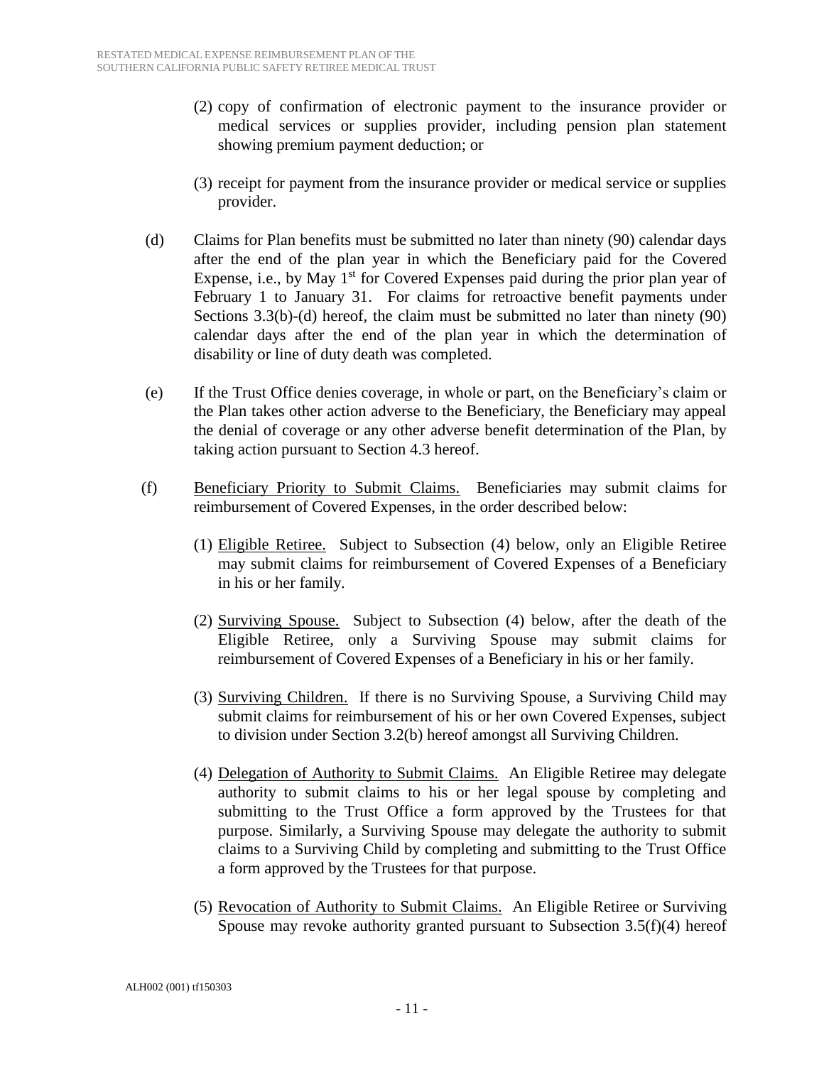(2) copy of confirmation of electronic payment to the insurance provider or medical services or supplies provider, including pension plan statement showing premium payment deduction; or

(3) receipt for payment from the insurance provider or medical service or supplies provider.

(d) Claims for Plan benefits must be submitted no later than ninety (90) calendar days after the end of the plan year in which the Beneficiary paid for the Covered Expense, i.e., by May 1st for Covered Expenses paid during the prior plan year of February 1 to January 31. For claims for retroactive benefit payments under Sections 3.3(b)-(d) hereof, the claim must be submitted no later than ninety (90) calendar days after the end of the plan year in which the determination of disability or line of duty death was completed.

(e) If the Trust Office denies coverage, in whole or part, on the Beneficiary's claim or the Plan takes other action adverse to the Beneficiary, the Beneficiary may appeal the denial of coverage or any other adverse benefit determination of the Plan, by taking action pursuant to Section 4.3 hereof.

(f) Beneficiary Priority to Submit Claims. Beneficiaries may submit claims for reimbursement of Covered Expenses, in the order described below:

(1) Eligible Retiree. Subject to Subsection (4) below, only an Eligible Retiree may submit claims for reimbursement of Covered Expenses of a Beneficiary in his or her family.

(2) Surviving Spouse. Subject to Subsection (4) below, after the death of the Eligible Retiree, only a Surviving Spouse may submit claims for reimbursement of Covered Expenses of a Beneficiary in his or her family.

(3) Surviving Children. If there is no Surviving Spouse, a Surviving Child may submit claims for reimbursement of his or her own Covered Expenses, subject to division under Section 3.2(b) hereof amongst all Surviving Children.

(4) Delegation of Authority to Submit Claims. An Eligible Retiree may delegate authority to submit claims to his or her legal spouse by completing and submitting to the Trust Office a form approved by the Trustees for that purpose. Similarly, a Surviving Spouse may delegate the authority to submit claims to a Surviving Child by completing and submitting to the Trust Office a form approved by the Trustees for that purpose.

(5) Revocation of Authority to Submit Claims. An Eligible Retiree or Surviving Spouse may revoke authority granted pursuant to Subsection 3.5(f)(4) hereof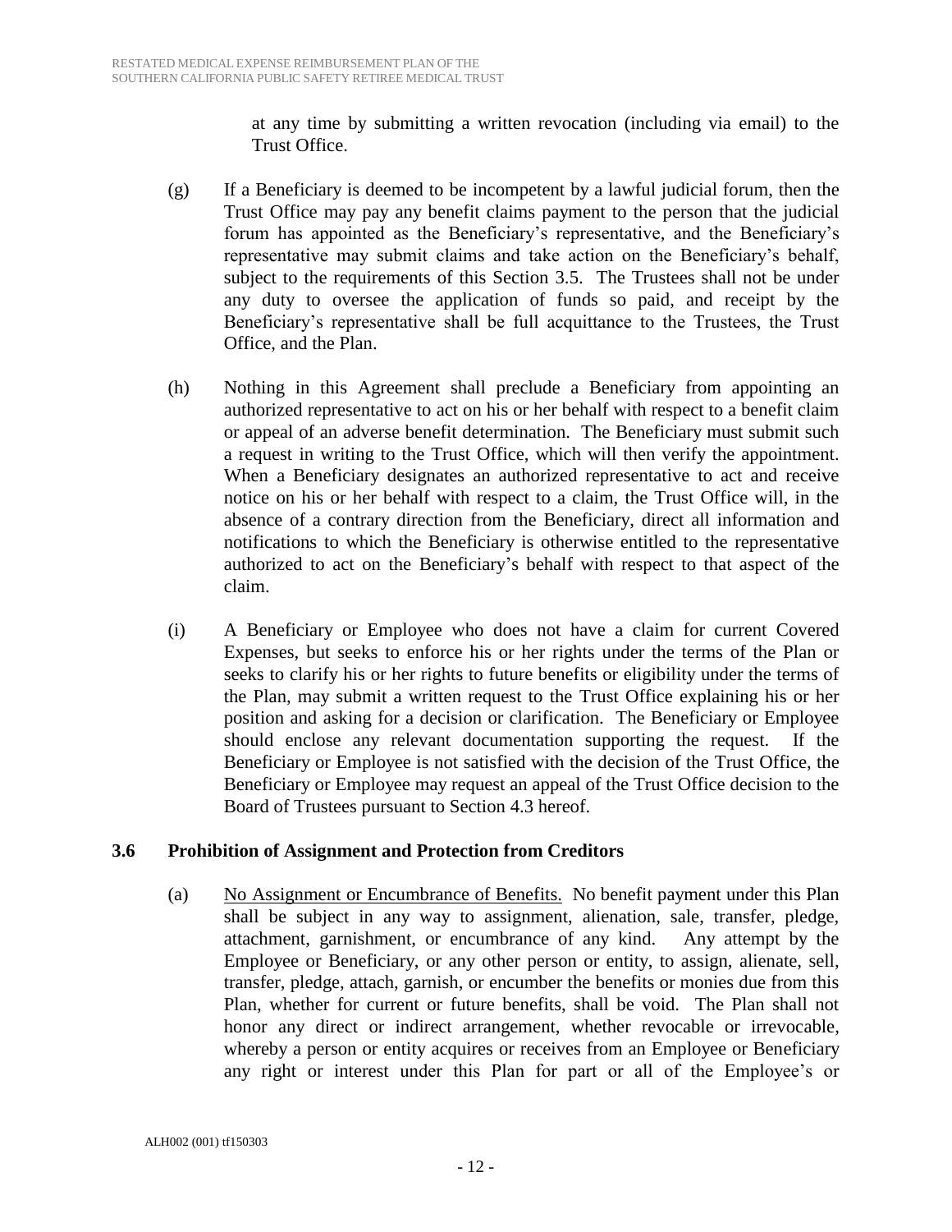at any time by submitting a written revocation (including via email) to the Trust Office.

(g) If a Beneficiary is deemed to be incompetent by a lawful judicial forum, then the Trust Office may pay any benefit claims payment to the person that the judicial forum has appointed as the Beneficiary's representative, and the Beneficiary's representative may submit claims and take action on the Beneficiary's behalf, subject to the requirements of this Section 3.5. The Trustees shall not be under any duty to oversee the application of funds so paid, and receipt by the Beneficiary's representative shall be full acquittance to the Trustees, the Trust Office, and the Plan.

(h) Nothing in this Agreement shall preclude a Beneficiary from appointing an authorized representative to act on his or her behalf with respect to a benefit claim or appeal of an adverse benefit determination. The Beneficiary must submit such a request in writing to the Trust Office, which will then verify the appointment. When a Beneficiary designates an authorized representative to act and receive notice on his or her behalf with respect to a claim, the Trust Office will, in the absence of a contrary direction from the Beneficiary, direct all information and notifications to which the Beneficiary is otherwise entitled to the representative authorized to act on the Beneficiary's behalf with respect to that aspect of the claim.

(i) A Beneficiary or Employee who does not have a claim for current Covered Expenses, but seeks to enforce his or her rights under the terms of the Plan or seeks to clarify his or her rights to future benefits or eligibility under the terms of the Plan, may submit a written request to the Trust Office explaining his or her position and asking for a decision or clarification. The Beneficiary or Employee should enclose any relevant documentation supporting the request. If the Beneficiary or Employee is not satisfied with the decision of the Trust Office, the Beneficiary or Employee may request an appeal of the Trust Office decision to the Board of Trustees pursuant to Section 4.3 hereof.

### 3.6 Prohibition of Assignment and Protection from Creditors

(a) No Assignment or Encumbrance of Benefits. No benefit payment under this Plan shall be subject in any way to assignment, alienation, sale, transfer, pledge, attachment, garnishment, or encumbrance of any kind. Any attempt by the Employee or Beneficiary, or any other person or entity, to assign, alienate, sell, transfer, pledge, attach, garnish, or encumber the benefits or monies due from this Plan, whether for current or future benefits, shall be void. The Plan shall not honor any direct or indirect arrangement, whether revocable or irrevocable, whereby a person or entity acquires or receives from an Employee or Beneficiary any right or interest under this Plan for part or all of the Employee's or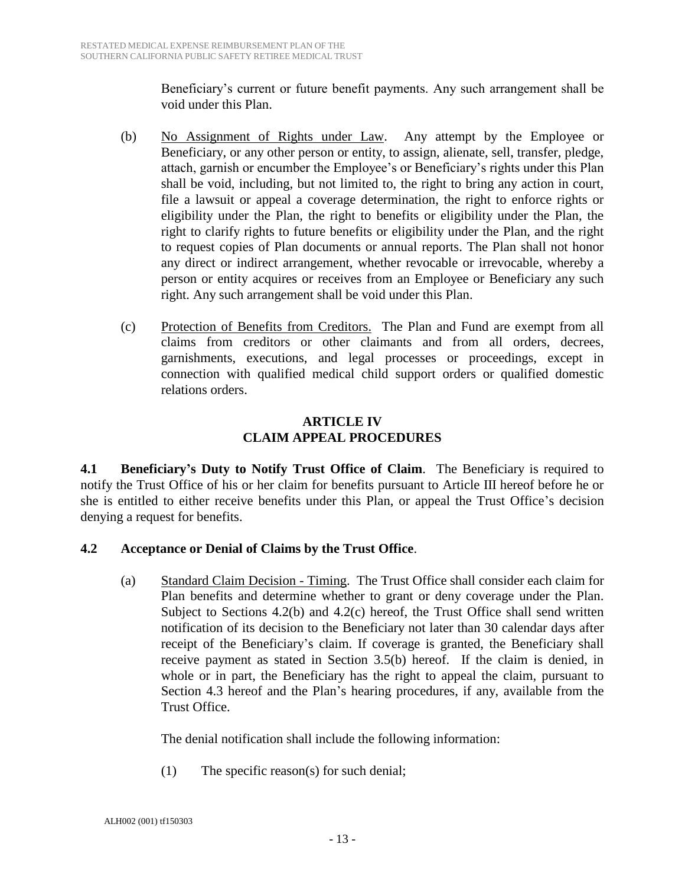Beneficiary's current or future benefit payments. Any such arrangement shall be void under this Plan.

(b) No Assignment of Rights under Law. Any attempt by the Employee or Beneficiary, or any other person or entity, to assign, alienate, sell, transfer, pledge, attach, garnish or encumber the Employee's or Beneficiary's rights under this Plan shall be void, including, but not limited to, the right to bring any action in court, file a lawsuit or appeal a coverage determination, the right to enforce rights or eligibility under the Plan, the right to benefits or eligibility under the Plan, the right to clarify rights to future benefits or eligibility under the Plan, and the right to request copies of Plan documents or annual reports. The Plan shall not honor any direct or indirect arrangement, whether revocable or irrevocable, whereby a person or entity acquires or receives from an Employee or Beneficiary any such right. Any such arrangement shall be void under this Plan.

(c) Protection of Benefits from Creditors. The Plan and Fund are exempt from all claims from creditors or other claimants and from all orders, decrees, garnishments, executions, and legal processes or proceedings, except in connection with qualified medical child support orders or qualified domestic relations orders.

## ARTICLE IV
## CLAIM APPEAL PROCEDURES

**4.1 Beneficiary's Duty to Notify Trust Office of Claim**. The Beneficiary is required to notify the Trust Office of his or her claim for benefits pursuant to Article III hereof before he or she is entitled to either receive benefits under this Plan, or appeal the Trust Office's decision denying a request for benefits.

**4.2 Acceptance or Denial of Claims by the Trust Office**.

(a) Standard Claim Decision - Timing. The Trust Office shall consider each claim for Plan benefits and determine whether to grant or deny coverage under the Plan. Subject to Sections 4.2(b) and 4.2(c) hereof, the Trust Office shall send written notification of its decision to the Beneficiary not later than 30 calendar days after receipt of the Beneficiary's claim. If coverage is granted, the Beneficiary shall receive payment as stated in Section 3.5(b) hereof. If the claim is denied, in whole or in part, the Beneficiary has the right to appeal the claim, pursuant to Section 4.3 hereof and the Plan's hearing procedures, if any, available from the Trust Office.

The denial notification shall include the following information:

(1) The specific reason(s) for such denial;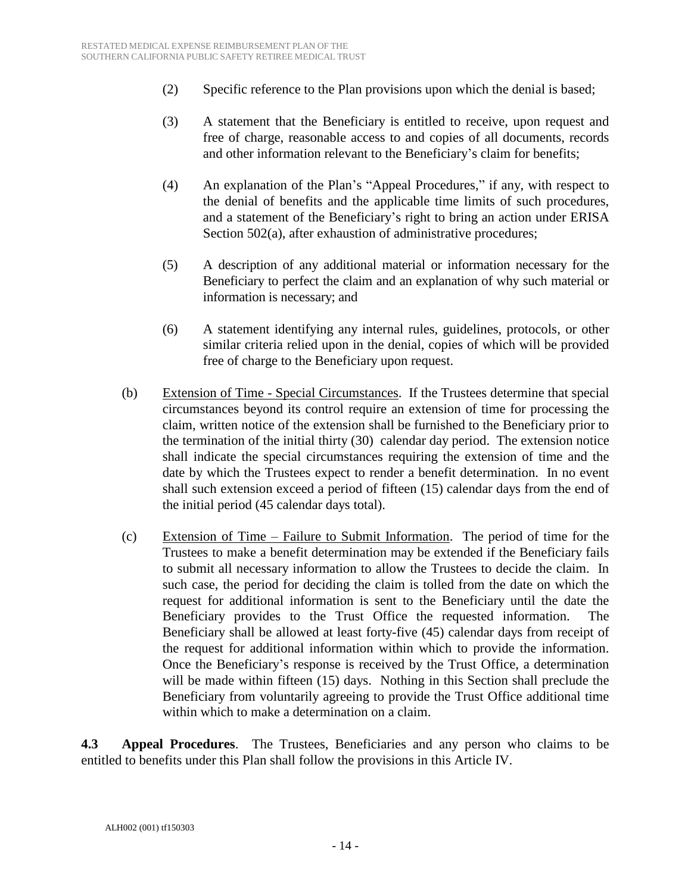(2) Specific reference to the Plan provisions upon which the denial is based;

(3) A statement that the Beneficiary is entitled to receive, upon request and free of charge, reasonable access to and copies of all documents, records and other information relevant to the Beneficiary's claim for benefits;

(4) An explanation of the Plan's "Appeal Procedures," if any, with respect to the denial of benefits and the applicable time limits of such procedures, and a statement of the Beneficiary's right to bring an action under ERISA Section 502(a), after exhaustion of administrative procedures;

(5) A description of any additional material or information necessary for the Beneficiary to perfect the claim and an explanation of why such material or information is necessary; and

(6) A statement identifying any internal rules, guidelines, protocols, or other similar criteria relied upon in the denial, copies of which will be provided free of charge to the Beneficiary upon request.

(b) Extension of Time - Special Circumstances. If the Trustees determine that special circumstances beyond its control require an extension of time for processing the claim, written notice of the extension shall be furnished to the Beneficiary prior to the termination of the initial thirty (30) calendar day period. The extension notice shall indicate the special circumstances requiring the extension of time and the date by which the Trustees expect to render a benefit determination. In no event shall such extension exceed a period of fifteen (15) calendar days from the end of the initial period (45 calendar days total).

(c) Extension of Time – Failure to Submit Information. The period of time for the Trustees to make a benefit determination may be extended if the Beneficiary fails to submit all necessary information to allow the Trustees to decide the claim. In such case, the period for deciding the claim is tolled from the date on which the request for additional information is sent to the Beneficiary until the date the Beneficiary provides to the Trust Office the requested information. The Beneficiary shall be allowed at least forty-five (45) calendar days from receipt of the request for additional information within which to provide the information. Once the Beneficiary's response is received by the Trust Office, a determination will be made within fifteen (15) days. Nothing in this Section shall preclude the Beneficiary from voluntarily agreeing to provide the Trust Office additional time within which to make a determination on a claim.

**4.3 Appeal Procedures**. The Trustees, Beneficiaries and any person who claims to be entitled to benefits under this Plan shall follow the provisions in this Article IV.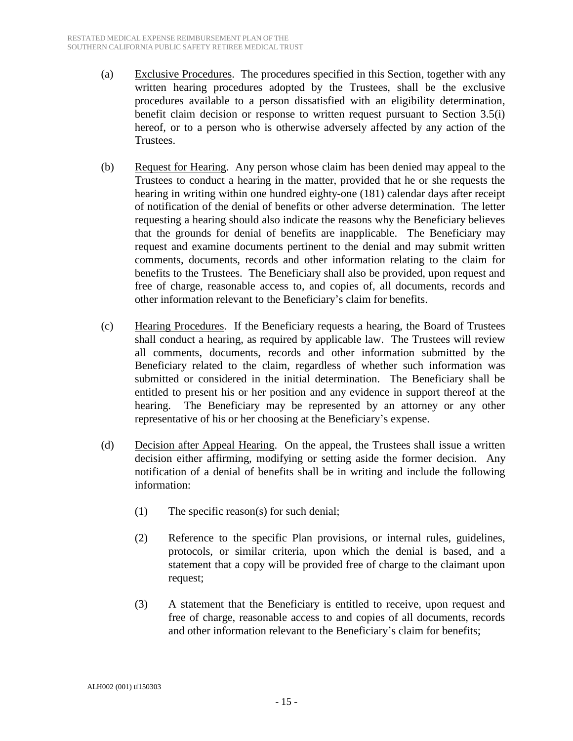(a) <u>Exclusive Procedures</u>. The procedures specified in this Section, together with any written hearing procedures adopted by the Trustees, shall be the exclusive procedures available to a person dissatisfied with an eligibility determination, benefit claim decision or response to written request pursuant to Section 3.5(i) hereof, or to a person who is otherwise adversely affected by any action of the Trustees.

(b) <u>Request for Hearing</u>. Any person whose claim has been denied may appeal to the Trustees to conduct a hearing in the matter, provided that he or she requests the hearing in writing within one hundred eighty-one (181) calendar days after receipt of notification of the denial of benefits or other adverse determination. The letter requesting a hearing should also indicate the reasons why the Beneficiary believes that the grounds for denial of benefits are inapplicable. The Beneficiary may request and examine documents pertinent to the denial and may submit written comments, documents, records and other information relating to the claim for benefits to the Trustees. The Beneficiary shall also be provided, upon request and free of charge, reasonable access to, and copies of, all documents, records and other information relevant to the Beneficiary's claim for benefits.

(c) <u>Hearing Procedures</u>. If the Beneficiary requests a hearing, the Board of Trustees shall conduct a hearing, as required by applicable law. The Trustees will review all comments, documents, records and other information submitted by the Beneficiary related to the claim, regardless of whether such information was submitted or considered in the initial determination. The Beneficiary shall be entitled to present his or her position and any evidence in support thereof at the hearing. The Beneficiary may be represented by an attorney or any other representative of his or her choosing at the Beneficiary's expense.

(d) <u>Decision after Appeal Hearing</u>. On the appeal, the Trustees shall issue a written decision either affirming, modifying or setting aside the former decision. Any notification of a denial of benefits shall be in writing and include the following information:

(1) The specific reason(s) for such denial;

(2) Reference to the specific Plan provisions, or internal rules, guidelines, protocols, or similar criteria, upon which the denial is based, and a statement that a copy will be provided free of charge to the claimant upon request;

(3) A statement that the Beneficiary is entitled to receive, upon request and free of charge, reasonable access to and copies of all documents, records and other information relevant to the Beneficiary's claim for benefits;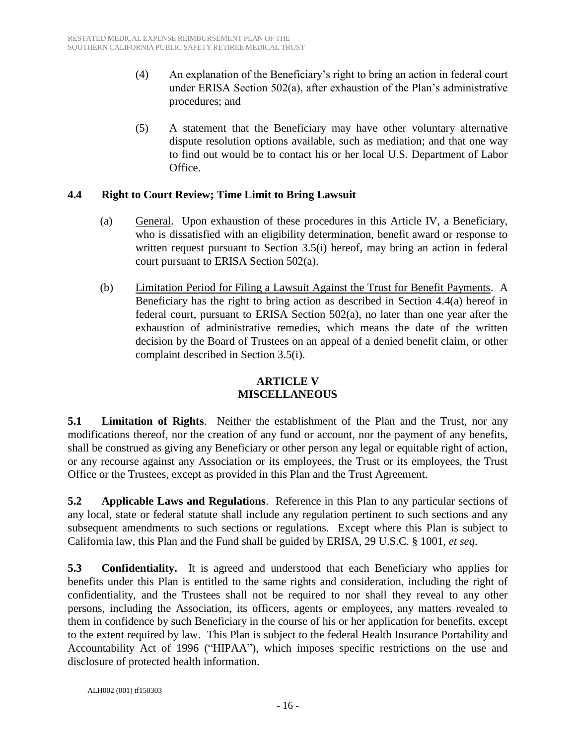(4) An explanation of the Beneficiary's right to bring an action in federal court under ERISA Section 502(a), after exhaustion of the Plan's administrative procedures; and

(5) A statement that the Beneficiary may have other voluntary alternative dispute resolution options available, such as mediation; and that one way to find out would be to contact his or her local U.S. Department of Labor Office.

### 4.4 Right to Court Review; Time Limit to Bring Lawsuit

(a) General. Upon exhaustion of these procedures in this Article IV, a Beneficiary, who is dissatisfied with an eligibility determination, benefit award or response to written request pursuant to Section 3.5(i) hereof, may bring an action in federal court pursuant to ERISA Section 502(a).

(b) Limitation Period for Filing a Lawsuit Against the Trust for Benefit Payments. A Beneficiary has the right to bring action as described in Section 4.4(a) hereof in federal court, pursuant to ERISA Section 502(a), no later than one year after the exhaustion of administrative remedies, which means the date of the written decision by the Board of Trustees on an appeal of a denied benefit claim, or other complaint described in Section 3.5(i).

## ARTICLE V
## MISCELLANEOUS

**5.1 Limitation of Rights**. Neither the establishment of the Plan and the Trust, nor any modifications thereof, nor the creation of any fund or account, nor the payment of any benefits, shall be construed as giving any Beneficiary or other person any legal or equitable right of action, or any recourse against any Association or its employees, the Trust or its employees, the Trust Office or the Trustees, except as provided in this Plan and the Trust Agreement.

**5.2 Applicable Laws and Regulations**. Reference in this Plan to any particular sections of any local, state or federal statute shall include any regulation pertinent to such sections and any subsequent amendments to such sections or regulations. Except where this Plan is subject to California law, this Plan and the Fund shall be guided by ERISA, 29 U.S.C. § 1001, *et seq.*

**5.3 Confidentiality.** It is agreed and understood that each Beneficiary who applies for benefits under this Plan is entitled to the same rights and consideration, including the right of confidentiality, and the Trustees shall not be required to nor shall they reveal to any other persons, including the Association, its officers, agents or employees, any matters revealed to them in confidence by such Beneficiary in the course of his or her application for benefits, except to the extent required by law. This Plan is subject to the federal Health Insurance Portability and Accountability Act of 1996 ("HIPAA"), which imposes specific restrictions on the use and disclosure of protected health information.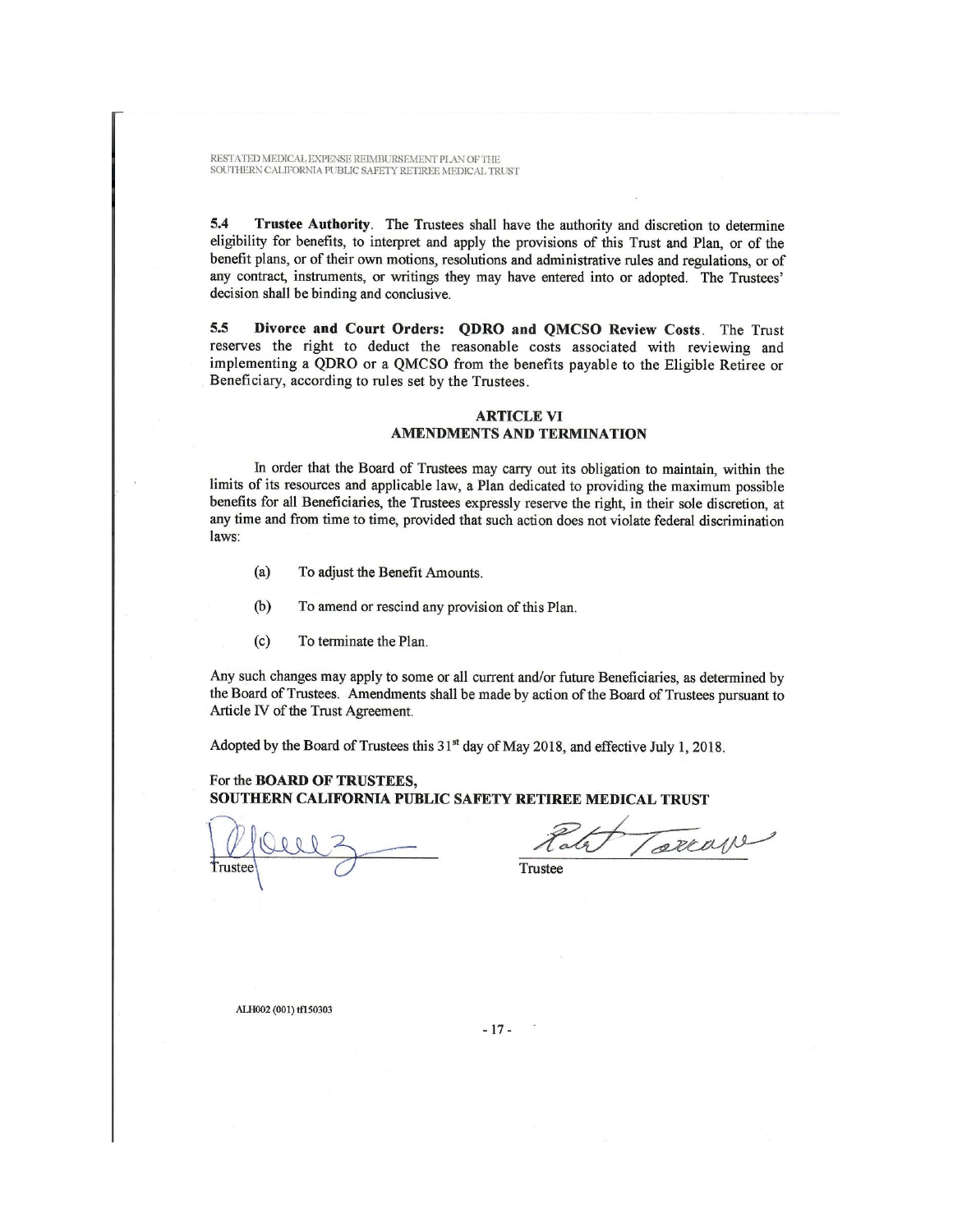**5.4 Trustee Authority**. The Trustees shall have the authority and discretion to determine eligibility for benefits, to interpret and apply the provisions of this Trust and Plan, or of the benefit plans, or of their own motions, resolutions and administrative rules and regulations, or of any contract, instruments, or writings they may have entered into or adopted. The Trustees' decision shall be binding and conclusive.

**5.5 Divorce and Court Orders: QDRO and QMCSO Review Costs**. The Trust reserves the right to deduct the reasonable costs associated with reviewing and implementing a QDRO or a QMCSO from the benefits payable to the Eligible Retiree or Beneficiary, according to rules set by the Trustees.

## ARTICLE VI
## AMENDMENTS AND TERMINATION

In order that the Board of Trustees may carry out its obligation to maintain, within the limits of its resources and applicable law, a Plan dedicated to providing the maximum possible benefits for all Beneficiaries, the Trustees expressly reserve the right, in their sole discretion, at any time and from time to time, provided that such action does not violate federal discrimination laws:

(a) To adjust the Benefit Amounts.

(b) To amend or rescind any provision of this Plan.

(c) To terminate the Plan.

Any such changes may apply to some or all current and/or future Beneficiaries, as determined by the Board of Trustees. Amendments shall be made by action of the Board of Trustees pursuant to Article IV of the Trust Agreement.

Adopted by the Board of Trustees this 31st day of May 2018, and effective July 1, 2018.

For the **BOARD OF TRUSTEES,**
**SOUTHERN CALIFORNIA PUBLIC SAFETY RETIREE MEDICAL TRUST**

_______________________ Trustee

_______________________ Trustee

ALH002 (001) tf150303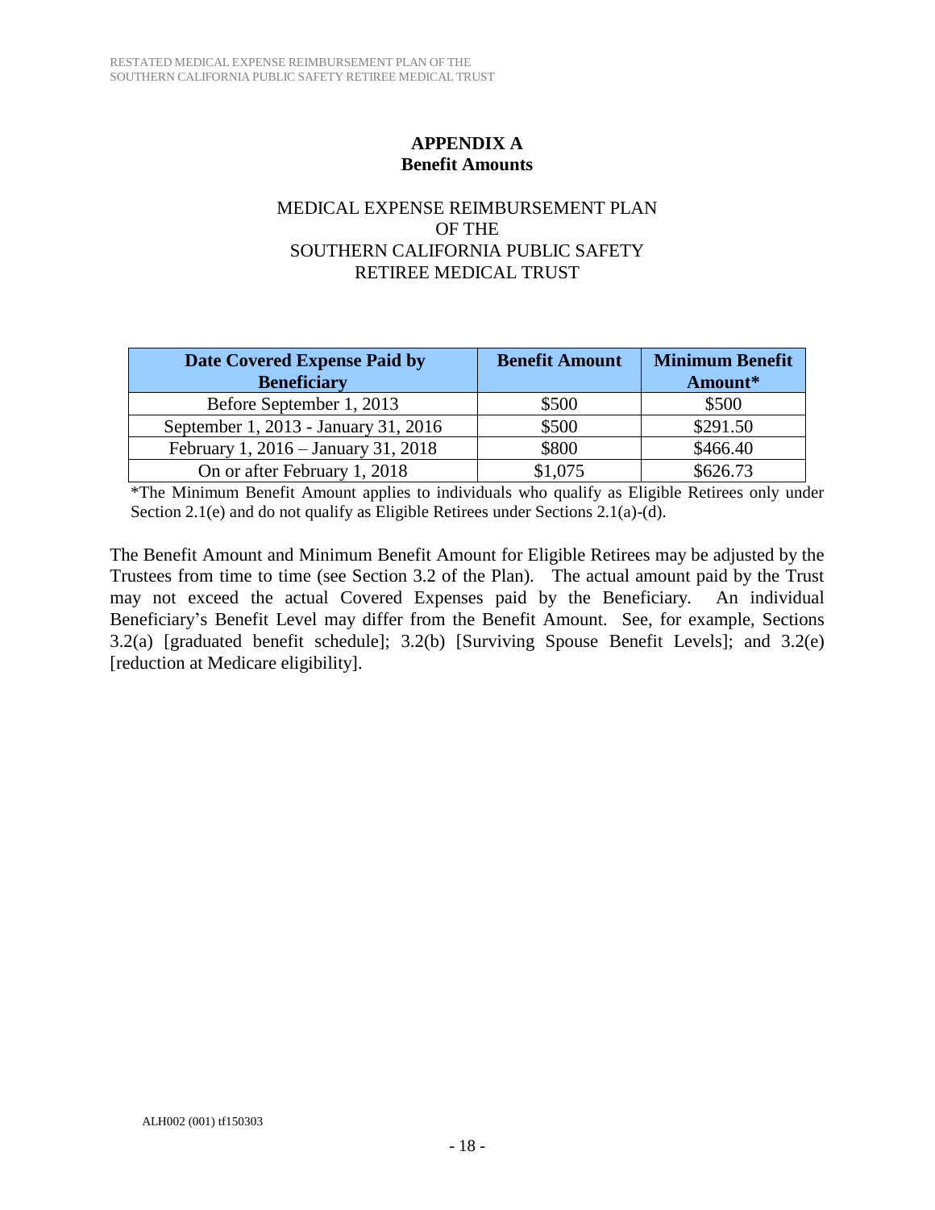# APPENDIX A
## Benefit Amounts

MEDICAL EXPENSE REIMBURSEMENT PLAN
OF THE
SOUTHERN CALIFORNIA PUBLIC SAFETY
RETIREE MEDICAL TRUST

| Date Covered Expense Paid by Beneficiary | Benefit Amount | Minimum Benefit Amount* |
|---|---|---|
| Before September 1, 2013 | $500 | $500 |
| September 1, 2013 - January 31, 2016 | $500 | $291.50 |
| February 1, 2016 – January 31, 2018 | $800 | $466.40 |
| On or after February 1, 2018 | $1,075 | $626.73 |

*The Minimum Benefit Amount applies to individuals who qualify as Eligible Retirees only under Section 2.1(e) and do not qualify as Eligible Retirees under Sections 2.1(a)-(d).

The Benefit Amount and Minimum Benefit Amount for Eligible Retirees may be adjusted by the Trustees from time to time (see Section 3.2 of the Plan). The actual amount paid by the Trust may not exceed the actual Covered Expenses paid by the Beneficiary. An individual Beneficiary's Benefit Level may differ from the Benefit Amount. See, for example, Sections 3.2(a) [graduated benefit schedule]; 3.2(b) [Surviving Spouse Benefit Levels]; and 3.2(e) [reduction at Medicare eligibility].

ALH002 (001) tf150303